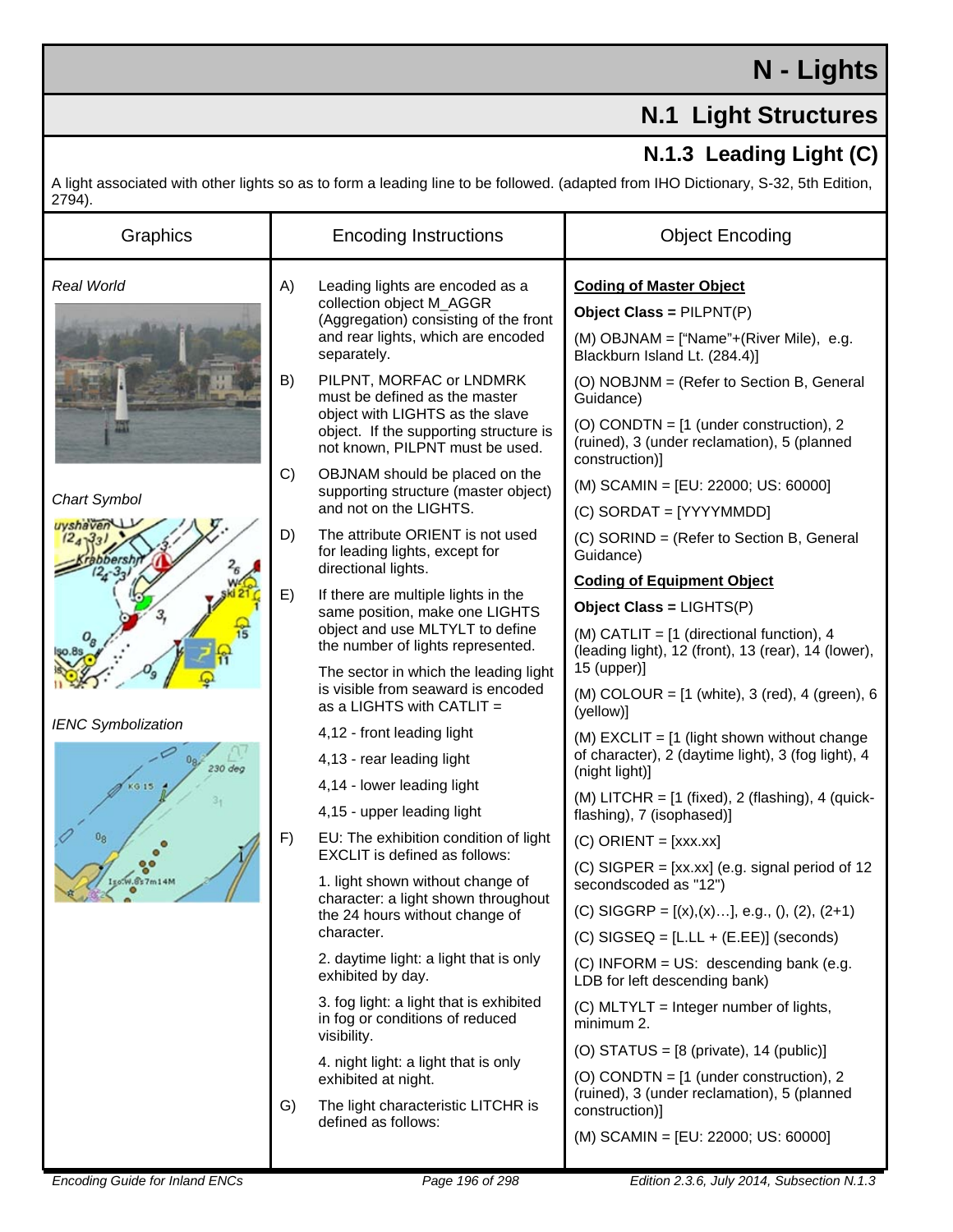# N - Lights

## N.1 Light Structures

### N.1.3 Leading Light (C)

A light associated with other lights so as to form a leading line to be followed. (adapted from IHO Dictionary, S-32, 5th Edition, 2794).

| Graphics | Encoding Instructions | Object Encoding |
|---|---|---|
| *Real World* | A) Leading lights are encoded as a collection object M_AGGR (Aggregation) consisting of the front and rear lights, which are encoded separately. | **Coding of Master Object** |
| | B) PILPNT, MORFAC or LNDMRK must be defined as the master object with LIGHTS as the slave object. If the supporting structure is not known, PILPNT must be used. | **Object Class =** PILPNT(P) |
| *Chart Symbol* | C) OBJNAM should be placed on the supporting structure (master object) and not on the LIGHTS. | (M) OBJNAM = ["Name"+(River Mile), e.g. Blackburn Island Lt. (284.4)] |
| | D) The attribute ORIENT is not used for leading lights, except for directional lights. | (O) NOBJNM = (Refer to Section B, General Guidance) |
| | E) If there are multiple lights in the same position, make one LIGHTS object and use MLTYLT to define the number of lights represented. | (O) CONDTN = [1 (under construction), 2 (ruined), 3 (under reclamation), 5 (planned construction)] |
| *IENC Symbolization* | The sector in which the leading light is visible from seaward is encoded as a LIGHTS with CATLIT = | (M) SCAMIN = [EU: 22000; US: 60000] |
| | 4,12 - front leading light | (C) SORDAT = [YYYYMMDD] |
| | 4,13 - rear leading light | (C) SORIND = (Refer to Section B, General Guidance) |
| | 4,14 - lower leading light | **Coding of Equipment Object** |
| | 4,15 - upper leading light | **Object Class =** LIGHTS(P) |
| | F) EU: The exhibition condition of light EXCLIT is defined as follows: | (M) CATLIT = [1 (directional function), 4 (leading light), 12 (front), 13 (rear), 14 (lower), 15 (upper)] |
| | 1. light shown without change of character: a light shown throughout the 24 hours without change of character. | (M) COLOUR = [1 (white), 3 (red), 4 (green), 6 (yellow)] |
| | 2. daytime light: a light that is only exhibited by day. | (M) EXCLIT = [1 (light shown without change of character), 2 (daytime light), 3 (fog light), 4 (night light)] |
| | 3. fog light: a light that is exhibited in fog or conditions of reduced visibility. | (M) LITCHR = [1 (fixed), 2 (flashing), 4 (quick-flashing), 7 (isophased)] |
| | 4. night light: a light that is only exhibited at night. | (C) ORIENT = [xxx.xx] |
| | G) The light characteristic LITCHR is defined as follows: | (C) SIGPER = [xx.xx] (e.g. signal period of 12 secondscoded as "12") |
| | | (C) SIGGRP = [(x),(x)…], e.g., (), (2), (2+1) |
| | | (C) SIGSEQ = [L.LL + (E.EE)] (seconds) |
| | | (C) INFORM = US: descending bank (e.g. LDB for left descending bank) |
| | | (C) MLTYLT = Integer number of lights, minimum 2. |
| | | (O) STATUS = [8 (private), 14 (public)] |
| | | (O) CONDTN = [1 (under construction), 2 (ruined), 3 (under reclamation), 5 (planned construction)] |
| | | (M) SCAMIN = [EU: 22000; US: 60000] |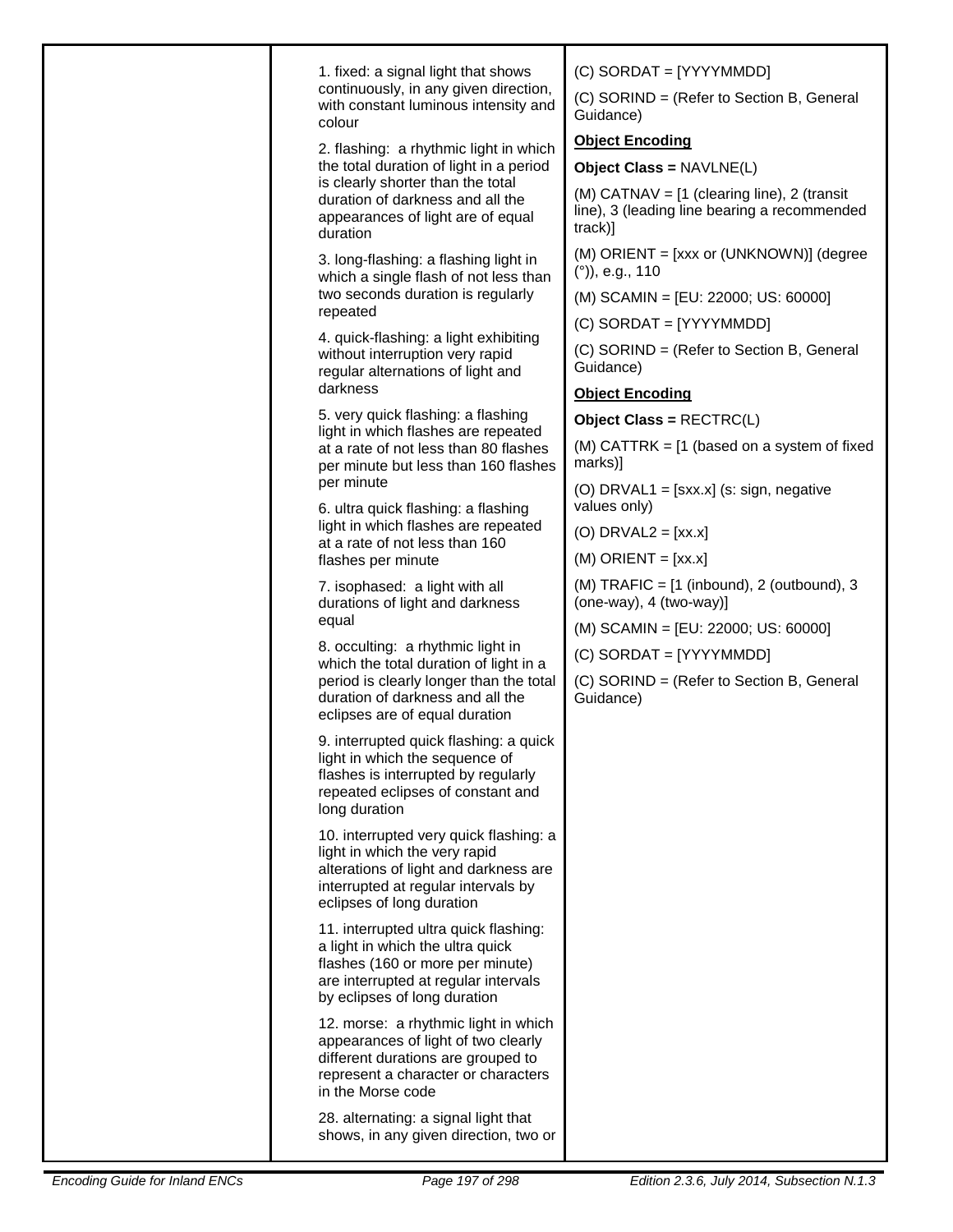| | | |
|---|---|---|
| | 1. fixed: a signal light that shows continuously, in any given direction, with constant luminous intensity and colour<br><br>2. flashing: a rhythmic light in which the total duration of light in a period is clearly shorter than the total duration of darkness and all the appearances of light are of equal duration<br><br>3. long-flashing: a flashing light in which a single flash of not less than two seconds duration is regularly repeated<br><br>4. quick-flashing: a light exhibiting without interruption very rapid regular alternations of light and darkness<br><br>5. very quick flashing: a flashing light in which flashes are repeated at a rate of not less than 80 flashes per minute but less than 160 flashes per minute<br><br>6. ultra quick flashing: a flashing light in which flashes are repeated at a rate of not less than 160 flashes per minute<br><br>7. isophased: a light with all durations of light and darkness equal<br><br>8. occulting: a rhythmic light in which the total duration of light in a period is clearly longer than the total duration of darkness and all the eclipses are of equal duration<br><br>9. interrupted quick flashing: a quick light in which the sequence of flashes is interrupted by regularly repeated eclipses of constant and long duration<br><br>10. interrupted very quick flashing: a light in which the very rapid alterations of light and darkness are interrupted at regular intervals by eclipses of long duration<br><br>11. interrupted ultra quick flashing: a light in which the ultra quick flashes (160 or more per minute) are interrupted at regular intervals by eclipses of long duration<br><br>12. morse: a rhythmic light in which appearances of light of two clearly different durations are grouped to represent a character or characters in the Morse code<br><br>28. alternating: a signal light that shows, in any given direction, two or | (C) SORDAT = [YYYYMMDD]<br><br>(C) SORIND = (Refer to Section B, General Guidance)<br><br>**Object Encoding**<br><br>**Object Class =** NAVLNE(L)<br><br>(M) CATNAV = [1 (clearing line), 2 (transit line), 3 (leading line bearing a recommended track)]<br><br>(M) ORIENT = [xxx or (UNKNOWN)] (degree (°)), e.g., 110<br><br>(M) SCAMIN = [EU: 22000; US: 60000]<br><br>(C) SORDAT = [YYYYMMDD]<br><br>(C) SORIND = (Refer to Section B, General Guidance)<br><br>**Object Encoding**<br><br>**Object Class =** RECTRC(L)<br><br>(M) CATTRK = [1 (based on a system of fixed marks)]<br><br>(O) DRVAL1 = [sxx.x] (s: sign, negative values only)<br><br>(O) DRVAL2 = [xx.x]<br><br>(M) ORIENT = [xx.x]<br><br>(M) TRAFIC = [1 (inbound), 2 (outbound), 3 (one-way), 4 (two-way)]<br><br>(M) SCAMIN = [EU: 22000; US: 60000]<br><br>(C) SORDAT = [YYYYMMDD]<br><br>(C) SORIND = (Refer to Section B, General Guidance) |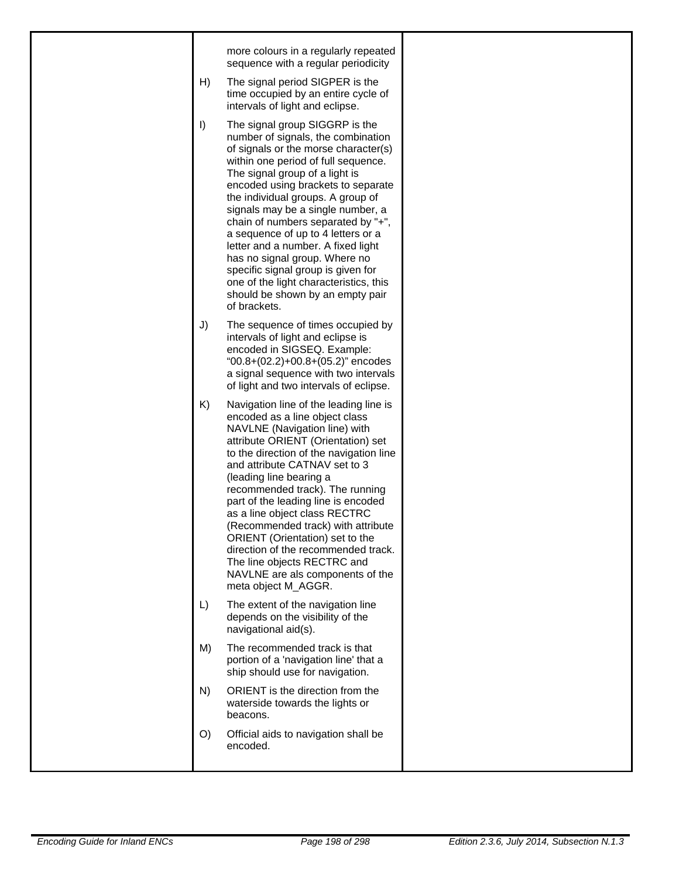| | | |
|---|---|---|
| | more colours in a regularly repeated sequence with a regular periodicity<br><br>H) The signal period SIGPER is the time occupied by an entire cycle of intervals of light and eclipse.<br><br>I) The signal group SIGGRP is the number of signals, the combination of signals or the morse character(s) within one period of full sequence. The signal group of a light is encoded using brackets to separate the individual groups. A group of signals may be a single number, a chain of numbers separated by "+", a sequence of up to 4 letters or a letter and a number. A fixed light has no signal group. Where no specific signal group is given for one of the light characteristics, this should be shown by an empty pair of brackets.<br><br>J) The sequence of times occupied by intervals of light and eclipse is encoded in SIGSEQ. Example: "00.8+(02.2)+00.8+(05.2)" encodes a signal sequence with two intervals of light and two intervals of eclipse.<br><br>K) Navigation line of the leading line is encoded as a line object class NAVLNE (Navigation line) with attribute ORIENT (Orientation) set to the direction of the navigation line and attribute CATNAV set to 3 (leading line bearing a recommended track). The running part of the leading line is encoded as a line object class RECTRC (Recommended track) with attribute ORIENT (Orientation) set to the direction of the recommended track. The line objects RECTRC and NAVLNE are als components of the meta object M_AGGR.<br><br>L) The extent of the navigation line depends on the visibility of the navigational aid(s).<br><br>M) The recommended track is that portion of a 'navigation line' that a ship should use for navigation.<br><br>N) ORIENT is the direction from the waterside towards the lights or beacons.<br><br>O) Official aids to navigation shall be encoded. | |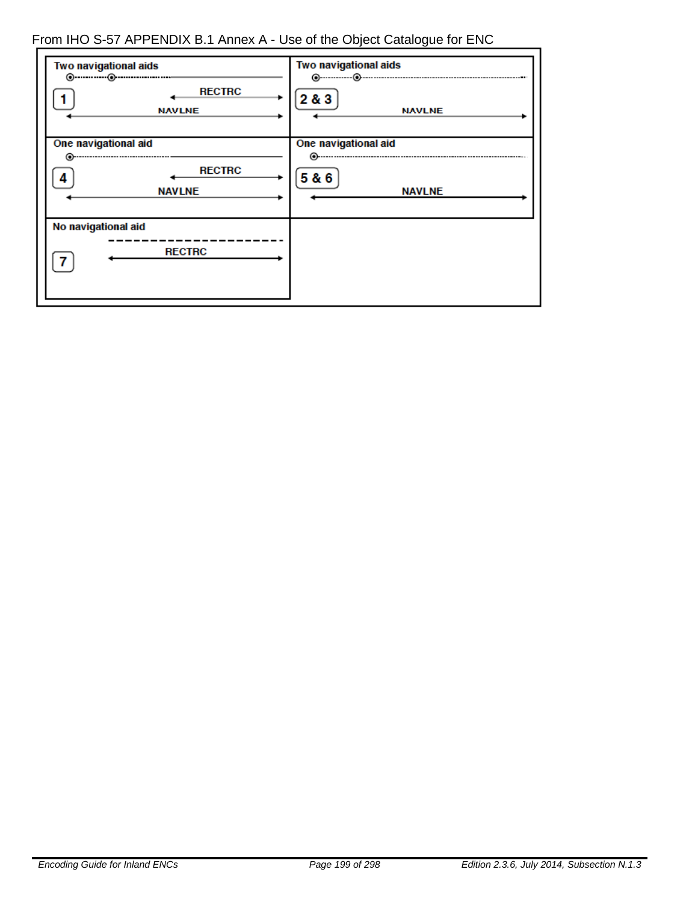From IHO S-57 APPENDIX B.1 Annex A - Use of the Object Catalogue for ENC

Two navigational aids

1

RECTRC

NAVLNE

Two navigational aids

2 & 3

NAVLNE

One navigational aid

4

RECTRC

NAVLNE

One navigational aid

5 & 6

NAVLNE

No navigational aid

7

RECTRC